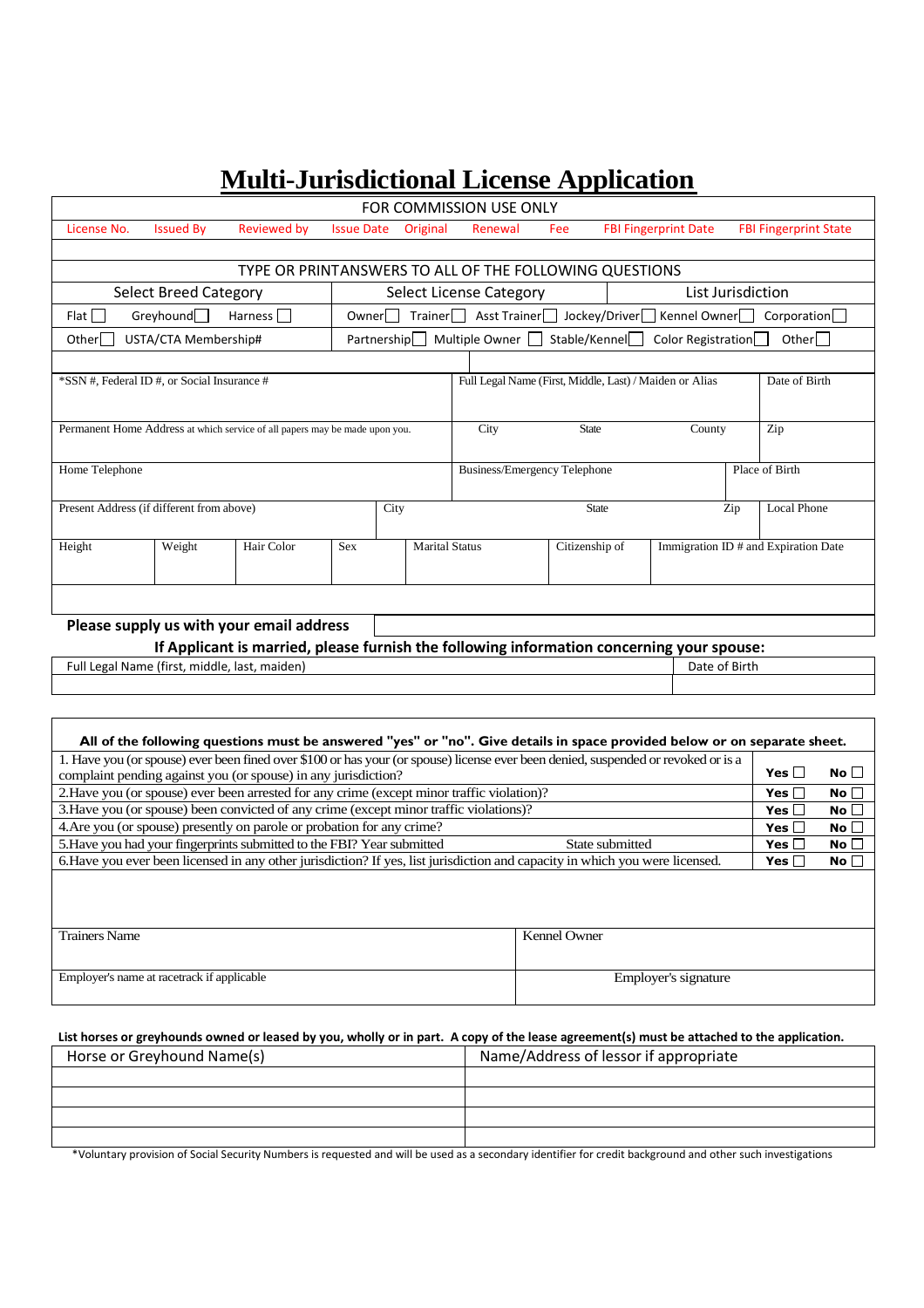# Multi-Jurisdictional License Application

| FOR COMMISSION USE ONLY | | | | | | | | |
|---|---|---|---|---|---|---|---|---|
| License No. | Issued By | Reviewed by | Issue Date | Original | Renewal | Fee | FBI Fingerprint Date | FBI Fingerprint State |
| | | | | | | | | |

TYPE OR PRINTANSWERS TO ALL OF THE FOLLOWING QUESTIONS

| Select Breed Category | Select License Category | List Jurisdiction |
|---|---|---|
| Flat ☐ Greyhound☐ Harness ☐ | Owner☐ Trainer☐ Asst Trainer☐ Jockey/Driver☐ Kennel Owner☐ | Corporation☐ |
| Other☐ USTA/CTA Membership# | Partnership☐ Multiple Owner ☐ Stable/Kennel☐ Color Registration☐ | Other☐ |

| *SSN #, Federal ID #, or Social Insurance # | | Full Legal Name (First, Middle, Last) / Maiden or Alias | | | Date of Birth |
|---|---|---|---|---|---|
| Permanent Home Address at which service of all papers may be made upon you. | | City | State | County | Zip |
| Home Telephone | | Business/Emergency Telephone | | | Place of Birth |
| Present Address (if different from above) | City | State | | Zip | Local Phone |

| Height | Weight | Hair Color | Sex | Marital Status | Citizenship of | Immigration ID # and Expiration Date |
|---|---|---|---|---|---|---|
| | | | | | | |

**Please supply us with your email address**

**If Applicant is married, please furnish the following information concerning your spouse:**

| Full Legal Name (first, middle, last, maiden) | Date of Birth |
|---|---|
| | |

**All of the following questions must be answered "yes" or "no". Give details in space provided below or on separate sheet.**

| Question | Yes | No |
|---|---|---|
| 1. Have you (or spouse) ever been fined over $100 or has your (or spouse) license ever been denied, suspended or revoked or is a complaint pending against you (or spouse) in any jurisdiction? | **Yes** ☐ | **No** ☐ |
| 2.Have you (or spouse) ever been arrested for any crime (except minor traffic violation)? | **Yes** ☐ | **No** ☐ |
| 3.Have you (or spouse) been convicted of any crime (except minor traffic violations)? | **Yes** ☐ | **No** ☐ |
| 4.Are you (or spouse) presently on parole or probation for any crime? | **Yes** ☐ | **No** ☐ |
| 5.Have you had your fingerprints submitted to the FBI? Year submitted State submitted | **Yes** ☐ | **No** ☐ |
| 6.Have you ever been licensed in any other jurisdiction? If yes, list jurisdiction and capacity in which you were licensed. | **Yes** ☐ | **No** ☐ |

| Trainers Name | Kennel Owner |
|---|---|
| Employer's name at racetrack if applicable | Employer's signature |

**List horses or greyhounds owned or leased by you, wholly or in part. A copy of the lease agreement(s) must be attached to the application.**

| Horse or Greyhound Name(s) | Name/Address of lessor if appropriate |
|---|---|
| | |
| | |
| | |
| | |

*Voluntary provision of Social Security Numbers is requested and will be used as a secondary identifier for credit background and other such investigations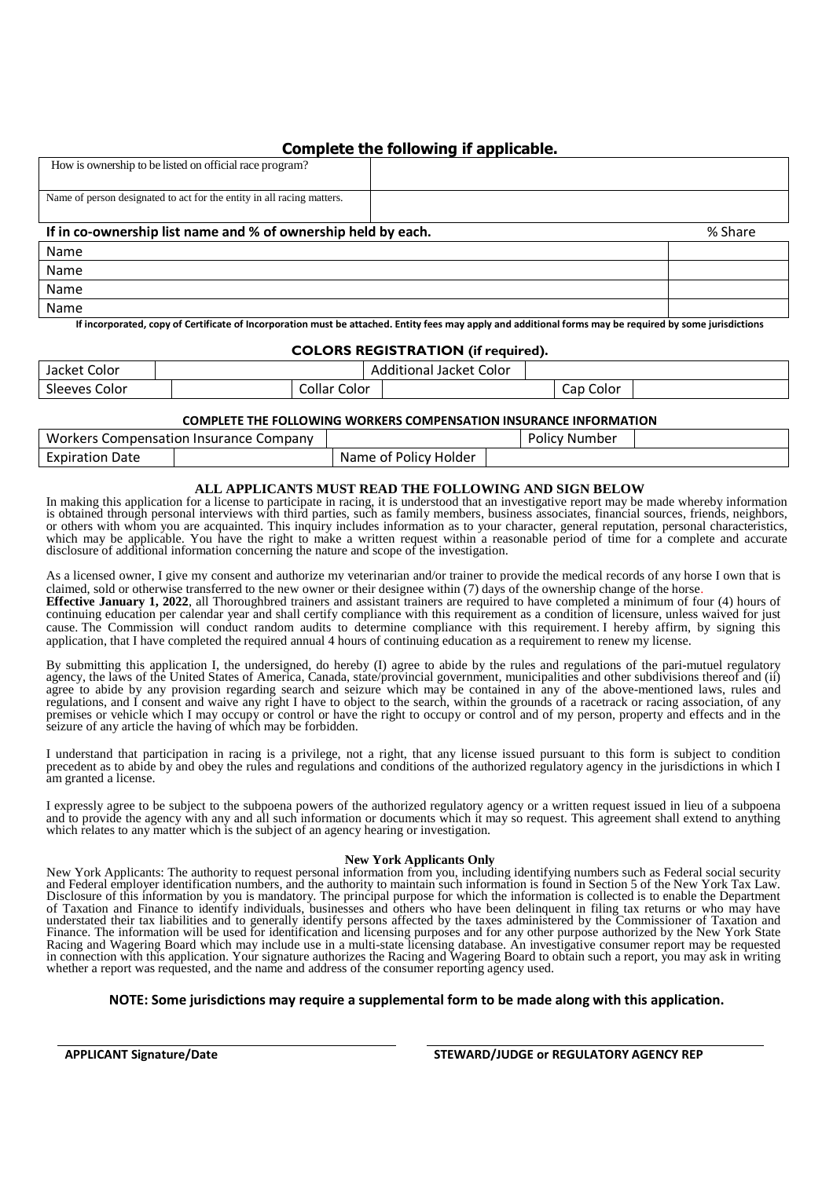## Complete the following if applicable.

| | |
|---|---|
| How is ownership to be listed on official race program? | |
| Name of person designated to act for the entity in all racing matters. | |

| If in co-ownership list name and % of ownership held by each. | % Share |
|---|---|
| Name | |
| Name | |
| Name | |
| Name | |

**If incorporated, copy of Certificate of Incorporation must be attached. Entity fees may apply and additional forms may be required by some jurisdictions**

### COLORS REGISTRATION (if required).

| | | | | | |
|---|---|---|---|---|---|
| Jacket Color | | | Additional Jacket Color | | |
| Sleeves Color | | Collar Color | | Cap Color | |

### COMPLETE THE FOLLOWING WORKERS COMPENSATION INSURANCE INFORMATION

| | | | |
|---|---|---|---|
| Workers Compensation Insurance Company | | Policy Number | |
| Expiration Date | | Name of Policy Holder | |

### ALL APPLICANTS MUST READ THE FOLLOWING AND SIGN BELOW

In making this application for a license to participate in racing, it is understood that an investigative report may be made whereby information is obtained through personal interviews with third parties, such as family members, business associates, financial sources, friends, neighbors, or others with whom you are acquainted. This inquiry includes information as to your character, general reputation, personal characteristics, which may be applicable. You have the right to make a written request within a reasonable period of time for a complete and accurate disclosure of additional information concerning the nature and scope of the investigation.

As a licensed owner, I give my consent and authorize my veterinarian and/or trainer to provide the medical records of any horse I own that is claimed, sold or otherwise transferred to the new owner or their designee within (7) days of the ownership change of the horse.
**Effective January 1, 2022**, all Thoroughbred trainers and assistant trainers are required to have completed a minimum of four (4) hours of continuing education per calendar year and shall certify compliance with this requirement as a condition of licensure, unless waived for just cause. The Commission will conduct random audits to determine compliance with this requirement. I hereby affirm, by signing this application, that I have completed the required annual 4 hours of continuing education as a requirement to renew my license.

By submitting this application I, the undersigned, do hereby (I) agree to abide by the rules and regulations of the pari-mutuel regulatory agency, the laws of the United States of America, Canada, state/provincial government, municipalities and other subdivisions thereof and (ii) agree to abide by any provision regarding search and seizure which may be contained in any of the above-mentioned laws, rules and regulations, and I consent and waive any right I have to object to the search, within the grounds of a racetrack or racing association, of any premises or vehicle which I may occupy or control or have the right to occupy or control and of my person, property and effects and in the seizure of any article the having of which may be forbidden.

I understand that participation in racing is a privilege, not a right, that any license issued pursuant to this form is subject to condition precedent as to abide by and obey the rules and regulations and conditions of the authorized regulatory agency in the jurisdictions in which I am granted a license.

I expressly agree to be subject to the subpoena powers of the authorized regulatory agency or a written request issued in lieu of a subpoena and to provide the agency with any and all such information or documents which it may so request. This agreement shall extend to anything which relates to any matter which is the subject of an agency hearing or investigation.

#### New York Applicants Only

New York Applicants: The authority to request personal information from you, including identifying numbers such as Federal social security and Federal employer identification numbers, and the authority to maintain such information is found in Section 5 of the New York Tax Law. Disclosure of this information by you is mandatory. The principal purpose for which the information is collected is to enable the Department of Taxation and Finance to identify individuals, businesses and others who have been delinquent in filing tax returns or who may have understated their tax liabilities and to generally identify persons affected by the taxes administered by the Commissioner of Taxation and Finance. The information will be used for identification and licensing purposes and for any other purpose authorized by the New York State Racing and Wagering Board which may include use in a multi-state licensing database. An investigative consumer report may be requested in connection with this application. Your signature authorizes the Racing and Wagering Board to obtain such a report, you may ask in writing whether a report was requested, and the name and address of the consumer reporting agency used.

**NOTE: Some jurisdictions may require a supplemental form to be made along with this application.**

**APPLICANT Signature/Date**

**STEWARD/JUDGE or REGULATORY AGENCY REP**